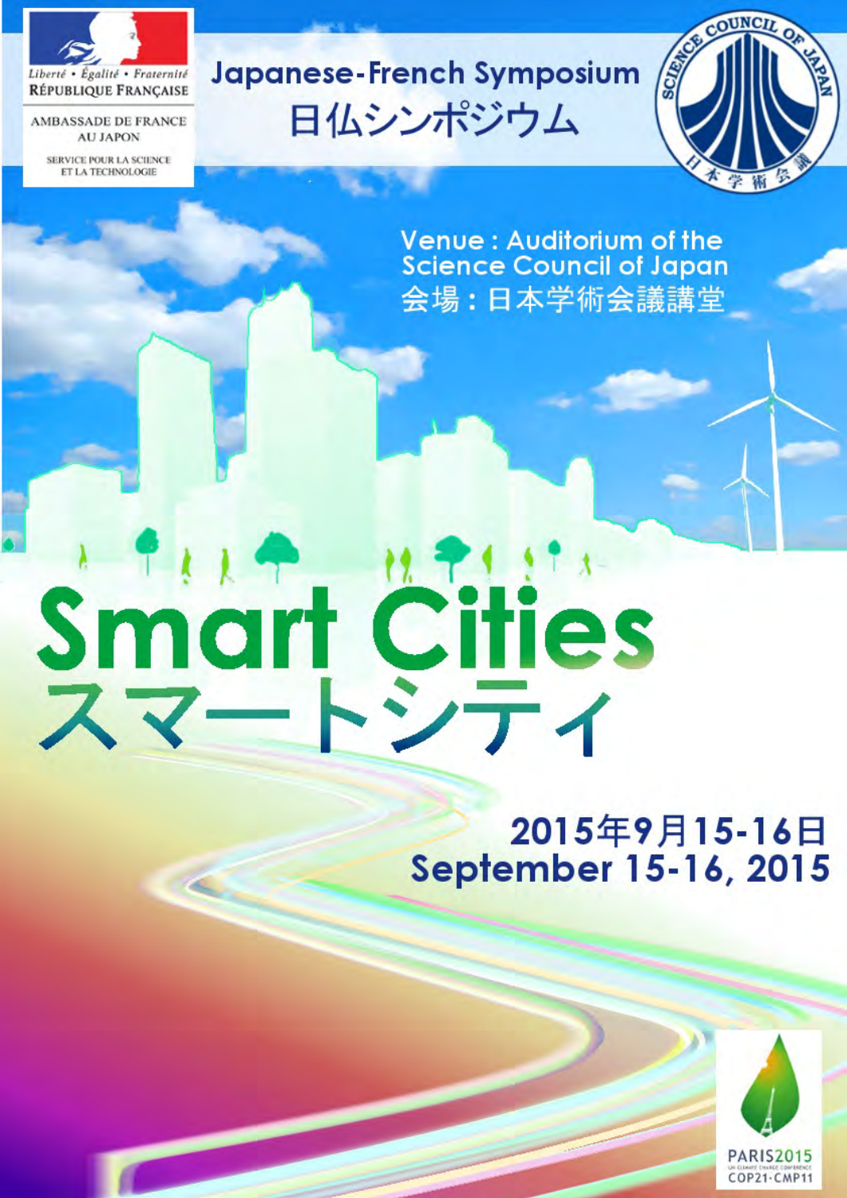Liberté • Égalité • Fraternité
RÉPUBLIQUE FRANÇAISE

AMBASSADE DE FRANCE AU JAPON

SERVICE POUR LA SCIENCE ET LA TECHNOLOGIE

# Japanese-French Symposium
# 日仏シンポジウム

SCIENCE COUNCIL OF JAPAN
日本学術会議

Venue : Auditorium of the Science Council of Japan
会場：日本学術会議講堂

# Smart Cities
# スマートシティ

**2015年9月15-16日**
**September 15-16, 2015**

PARIS2015
UN CLIMATE CHANGE CONFERENCE
COP21·CMP11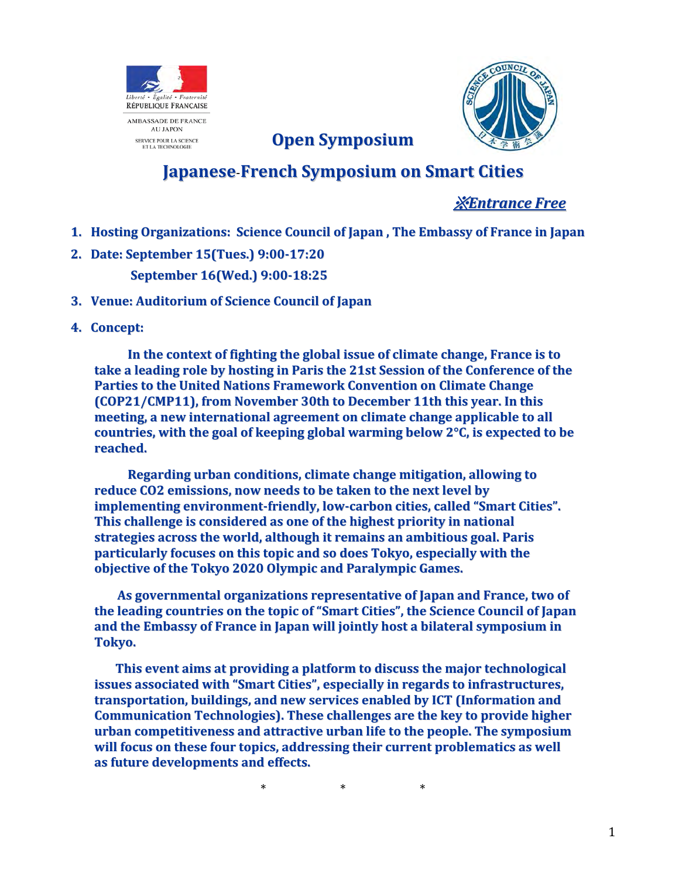Liberté • Égalité • Fraternité
RÉPUBLIQUE FRANÇAISE

AMBASSADE DE FRANCE AU JAPON

SERVICE POUR LA SCIENCE ET LA TECHNOLOGIE

## Open Symposium

# Japanese-French Symposium on Smart Cities

***※Entrance Free***

1. **Hosting Organizations: Science Council of Japan , The Embassy of France in Japan**
2. **Date: September 15(Tues.) 9:00-17:20**
   **September 16(Wed.) 9:00-18:25**
3. **Venue: Auditorium of Science Council of Japan**
4. **Concept:**

**In the context of fighting the global issue of climate change, France is to take a leading role by hosting in Paris the 21st Session of the Conference of the Parties to the United Nations Framework Convention on Climate Change (COP21/CMP11), from November 30th to December 11th this year. In this meeting, a new international agreement on climate change applicable to all countries, with the goal of keeping global warming below 2°C, is expected to be reached.**

**Regarding urban conditions, climate change mitigation, allowing to reduce $CO_2$ emissions, now needs to be taken to the next level by implementing environment-friendly, low-carbon cities, called "Smart Cities". This challenge is considered as one of the highest priority in national strategies across the world, although it remains an ambitious goal. Paris particularly focuses on this topic and so does Tokyo, especially with the objective of the Tokyo 2020 Olympic and Paralympic Games.**

**As governmental organizations representative of Japan and France, two of the leading countries on the topic of "Smart Cities", the Science Council of Japan and the Embassy of France in Japan will jointly host a bilateral symposium in Tokyo.**

**This event aims at providing a platform to discuss the major technological issues associated with "Smart Cities", especially in regards to infrastructures, transportation, buildings, and new services enabled by ICT (Information and Communication Technologies). These challenges are the key to provide higher urban competitiveness and attractive urban life to the people. The symposium will focus on these four topics, addressing their current problematics as well as future developments and effects.**

\*　　　\*　　　\*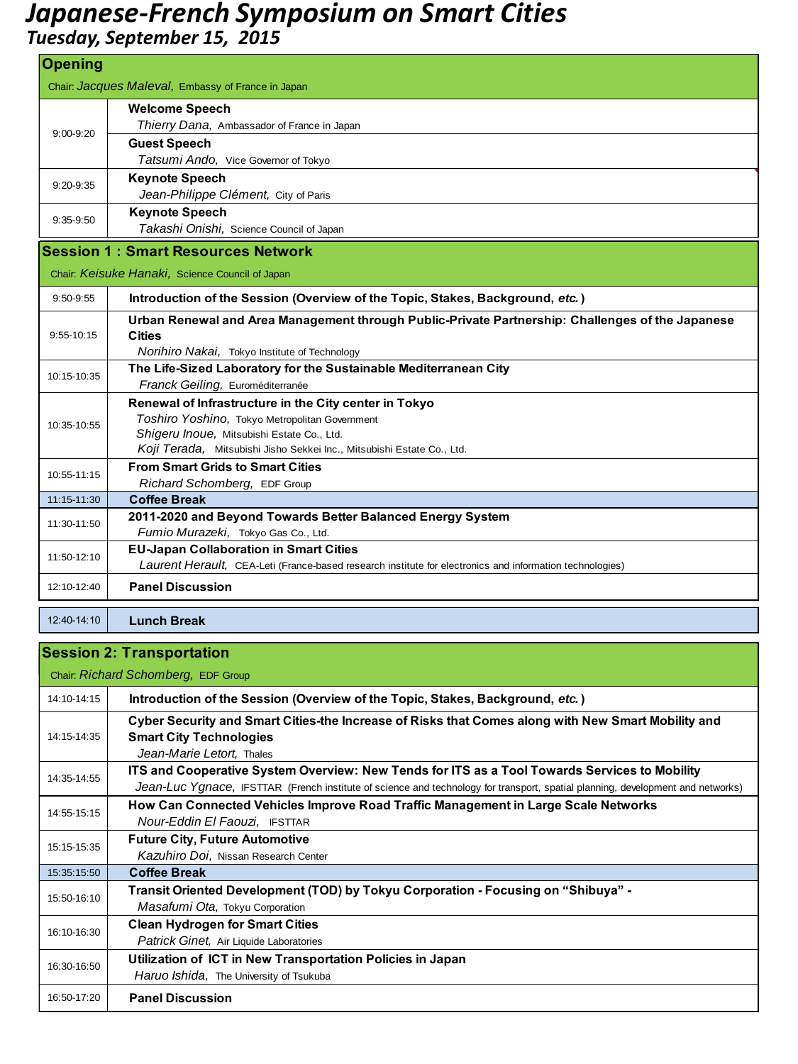# Japanese-French Symposium on Smart Cities

## Tuesday, September 15, 2015

### Opening

Chair: *Jacques Maleval,* Embassy of France in Japan

| Time | Program |
|---|---|
| 9:00-9:20 | **Welcome Speech**<br>*Thierry Dana,* Ambassador of France in Japan |
| | **Guest Speech**<br>*Tatsumi Ando,* Vice Governor of Tokyo |
| 9:20-9:35 | **Keynote Speech**<br>*Jean-Philippe Clément,* City of Paris |
| 9:35-9:50 | **Keynote Speech**<br>*Takashi Onishi,* Science Council of Japan |

### Session 1 : Smart Resources Network

Chair: *Keisuke Hanaki,* Science Council of Japan

| Time | Program |
|---|---|
| 9:50-9:55 | **Introduction of the Session (Overview of the Topic, Stakes, Background, *etc.*)** |
| 9:55-10:15 | **Urban Renewal and Area Management through Public-Private Partnership: Challenges of the Japanese Cities**<br>*Norihiro Nakai,* Tokyo Institute of Technology |
| 10:15-10:35 | **The Life-Sized Laboratory for the Sustainable Mediterranean City**<br>*Franck Geiling,* Euroméditerranée |
| 10:35-10:55 | **Renewal of Infrastructure in the City center in Tokyo**<br>*Toshiro Yoshino,* Tokyo Metropolitan Government<br>*Shigeru Inoue,* Mitsubishi Estate Co., Ltd.<br>*Koji Terada,* Mitsubishi Jisho Sekkei Inc., Mitsubishi Estate Co., Ltd. |
| 10:55-11:15 | **From Smart Grids to Smart Cities**<br>*Richard Schomberg,* EDF Group |
| 11:15-11:30 | **Coffee Break** |
| 11:30-11:50 | **2011-2020 and Beyond Towards Better Balanced Energy System**<br>*Fumio Murazeki,* Tokyo Gas Co., Ltd. |
| 11:50-12:10 | **EU-Japan Collaboration in Smart Cities**<br>*Laurent Herault,* CEA-Leti (France-based research institute for electronics and information technologies) |
| 12:10-12:40 | **Panel Discussion** |

| Time | Program |
|---|---|
| 12:40-14:10 | **Lunch Break** |

### Session 2: Transportation

Chair: *Richard Schomberg,* EDF Group

| Time | Program |
|---|---|
| 14:10-14:15 | **Introduction of the Session (Overview of the Topic, Stakes, Background, *etc.*)** |
| 14:15-14:35 | **Cyber Security and Smart Cities-the Increase of Risks that Comes along with New Smart Mobility and Smart City Technologies**<br>*Jean-Marie Letort,* Thales |
| 14:35-14:55 | **ITS and Cooperative System Overview: New Tends for ITS as a Tool Towards Services to Mobility**<br>*Jean-Luc Ygnace,* IFSTTAR (French institute of science and technology for transport, spatial planning, development and networks) |
| 14:55-15:15 | **How Can Connected Vehicles Improve Road Traffic Management in Large Scale Networks**<br>*Nour-Eddin El Faouzi,* IFSTTAR |
| 15:15-15:35 | **Future City, Future Automotive**<br>*Kazuhiro Doi,* Nissan Research Center |
| 15:35:15:50 | **Coffee Break** |
| 15:50-16:10 | **Transit Oriented Development (TOD) by Tokyu Corporation - Focusing on "Shibuya" -**<br>*Masafumi Ota,* Tokyu Corporation |
| 16:10-16:30 | **Clean Hydrogen for Smart Cities**<br>*Patrick Ginet,* Air Liquide Laboratories |
| 16:30-16:50 | **Utilization of ICT in New Transportation Policies in Japan**<br>*Haruo Ishida,* The University of Tsukuba |
| 16:50-17:20 | **Panel Discussion** |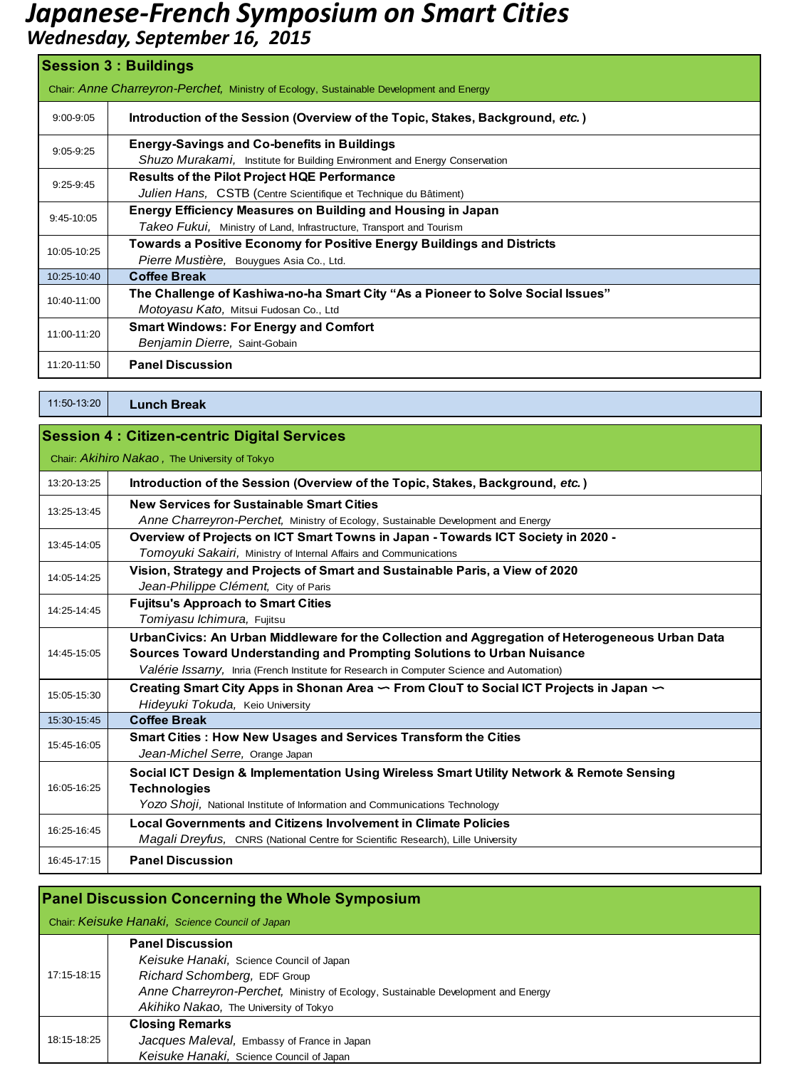# Japanese-French Symposium on Smart Cities

## Wednesday, September 16, 2015

## Session 3 : Buildings

Chair: *Anne Charreyron-Perchet,* Ministry of Ecology, Sustainable Development and Energy

| Time | Program |
|---|---|
| 9:00-9:05 | **Introduction of the Session (Overview of the Topic, Stakes, Background, *etc.*)** |
| 9:05-9:25 | **Energy-Savings and Co-benefits in Buildings**<br>*Shuzo Murakami,* Institute for Building Environment and Energy Conservation |
| 9:25-9:45 | **Results of the Pilot Project HQE Performance**<br>*Julien Hans,* CSTB (Centre Scientifique et Technique du Bâtiment) |
| 9:45-10:05 | **Energy Efficiency Measures on Building and Housing in Japan**<br>*Takeo Fukui,* Ministry of Land, Infrastructure, Transport and Tourism |
| 10:05-10:25 | **Towards a Positive Economy for Positive Energy Buildings and Districts**<br>*Pierre Mustière,* Bouygues Asia Co., Ltd. |
| 10:25-10:40 | **Coffee Break** |
| 10:40-11:00 | **The Challenge of Kashiwa-no-ha Smart City "As a Pioneer to Solve Social Issues"**<br>*Motoyasu Kato,* Mitsui Fudosan Co., Ltd |
| 11:00-11:20 | **Smart Windows: For Energy and Comfort**<br>*Benjamin Dierre,* Saint-Gobain |
| 11:20-11:50 | **Panel Discussion** |

| Time | Program |
|---|---|
| 11:50-13:20 | **Lunch Break** |

## Session 4 : Citizen-centric Digital Services

Chair: *Akihiro Nakao ,* The University of Tokyo

| Time | Program |
|---|---|
| 13:20-13:25 | **Introduction of the Session (Overview of the Topic, Stakes, Background, *etc.*)** |
| 13:25-13:45 | **New Services for Sustainable Smart Cities**<br>*Anne Charreyron-Perchet,* Ministry of Ecology, Sustainable Development and Energy |
| 13:45-14:05 | **Overview of Projects on ICT Smart Towns in Japan - Towards ICT Society in 2020 -**<br>*Tomoyuki Sakairi,* Ministry of Internal Affairs and Communications |
| 14:05-14:25 | **Vision, Strategy and Projects of Smart and Sustainable Paris, a View of 2020**<br>*Jean-Philippe Clément,* City of Paris |
| 14:25-14:45 | **Fujitsu's Approach to Smart Cities**<br>*Tomiyasu Ichimura,* Fujitsu |
| 14:45-15:05 | **UrbanCivics: An Urban Middleware for the Collection and Aggregation of Heterogeneous Urban Data Sources Toward Understanding and Prompting Solutions to Urban Nuisance**<br>*Valérie Issarny,* Inria (French Institute for Research in Computer Science and Automation) |
| 15:05-15:30 | **Creating Smart City Apps in Shonan Area ∽ From ClouT to Social ICT Projects in Japan ∽**<br>*Hideyuki Tokuda,* Keio University |
| 15:30-15:45 | **Coffee Break** |
| 15:45-16:05 | **Smart Cities : How New Usages and Services Transform the Cities**<br>*Jean-Michel Serre,* Orange Japan |
| 16:05-16:25 | **Social ICT Design & Implementation Using Wireless Smart Utility Network & Remote Sensing Technologies**<br>*Yozo Shoji,* National Institute of Information and Communications Technology |
| 16:25-16:45 | **Local Governments and Citizens Involvement in Climate Policies**<br>*Magali Dreyfus,* CNRS (National Centre for Scientific Research), Lille University |
| 16:45-17:15 | **Panel Discussion** |

## Panel Discussion Concerning the Whole Symposium

Chair: *Keisuke Hanaki, Science Council of Japan*

| Time | Program |
|---|---|
| 17:15-18:15 | **Panel Discussion**<br>*Keisuke Hanaki,* Science Council of Japan<br>*Richard Schomberg,* EDF Group<br>*Anne Charreyron-Perchet,* Ministry of Ecology, Sustainable Development and Energy<br>*Akihiko Nakao,* The University of Tokyo |
| 18:15-18:25 | **Closing Remarks**<br>*Jacques Maleval,* Embassy of France in Japan<br>*Keisuke Hanaki,* Science Council of Japan |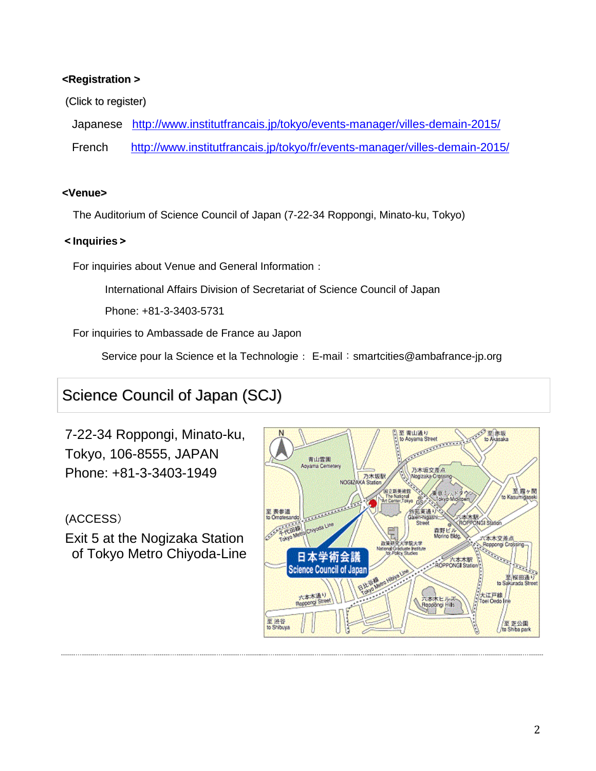**<Registration >**

(Click to register)

Japanese [http://www.institutfrancais.jp/tokyo/events-manager/villes-demain-2015/](http://www.institutfrancais.jp/tokyo/events-manager/villes-demain-2015/)

French [http://www.institutfrancais.jp/tokyo/fr/events-manager/villes-demain-2015/](http://www.institutfrancais.jp/tokyo/fr/events-manager/villes-demain-2015/)

**<Venue>**

The Auditorium of Science Council of Japan (7-22-34 Roppongi, Minato-ku, Tokyo)

**< Inquiries >**

For inquiries about Venue and General Information：

International Affairs Division of Secretariat of Science Council of Japan

Phone: +81-3-3403-5731

For inquiries to Ambassade de France au Japon

Service pour la Science et la Technologie： E-mail：smartcities@ambafrance-jp.org

## Science Council of Japan (SCJ)

7-22-34 Roppongi, Minato-ku,
Tokyo, 106-8555, JAPAN
Phone: +81-3-3403-1949

(ACCESS)

Exit 5 at the Nogizaka Station of Tokyo Metro Chiyoda-Line